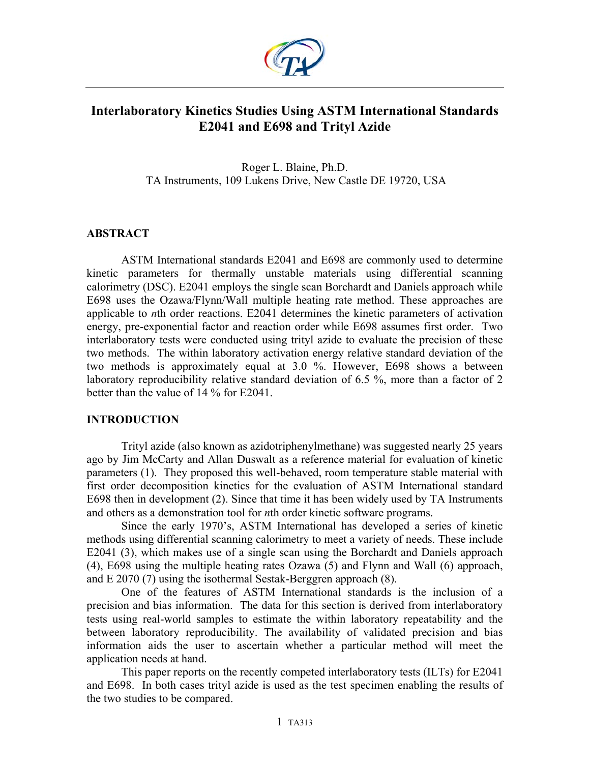# Interlaboratory Kinetics Studies Using ASTM International Standards E2041 and E698 and Trityl Azide

Roger L. Blaine, Ph.D.
TA Instruments, 109 Lukens Drive, New Castle DE 19720, USA

## ABSTRACT

ASTM International standards E2041 and E698 are commonly used to determine kinetic parameters for thermally unstable materials using differential scanning calorimetry (DSC). E2041 employs the single scan Borchardt and Daniels approach while E698 uses the Ozawa/Flynn/Wall multiple heating rate method. These approaches are applicable to *n*th order reactions. E2041 determines the kinetic parameters of activation energy, pre-exponential factor and reaction order while E698 assumes first order. Two interlaboratory tests were conducted using trityl azide to evaluate the precision of these two methods. The within laboratory activation energy relative standard deviation of the two methods is approximately equal at 3.0 %. However, E698 shows a between laboratory reproducibility relative standard deviation of 6.5 %, more than a factor of 2 better than the value of 14 % for E2041.

## INTRODUCTION

Trityl azide (also known as azidotriphenylmethane) was suggested nearly 25 years ago by Jim McCarty and Allan Duswalt as a reference material for evaluation of kinetic parameters (1). They proposed this well-behaved, room temperature stable material with first order decomposition kinetics for the evaluation of ASTM International standard E698 then in development (2). Since that time it has been widely used by TA Instruments and others as a demonstration tool for *n*th order kinetic software programs.

Since the early 1970's, ASTM International has developed a series of kinetic methods using differential scanning calorimetry to meet a variety of needs. These include E2041 (3), which makes use of a single scan using the Borchardt and Daniels approach (4), E698 using the multiple heating rates Ozawa (5) and Flynn and Wall (6) approach, and E 2070 (7) using the isothermal Sestak-Berggren approach (8).

One of the features of ASTM International standards is the inclusion of a precision and bias information. The data for this section is derived from interlaboratory tests using real-world samples to estimate the within laboratory repeatability and the between laboratory reproducibility. The availability of validated precision and bias information aids the user to ascertain whether a particular method will meet the application needs at hand.

This paper reports on the recently competed interlaboratory tests (ILTs) for E2041 and E698. In both cases trityl azide is used as the test specimen enabling the results of the two studies to be compared.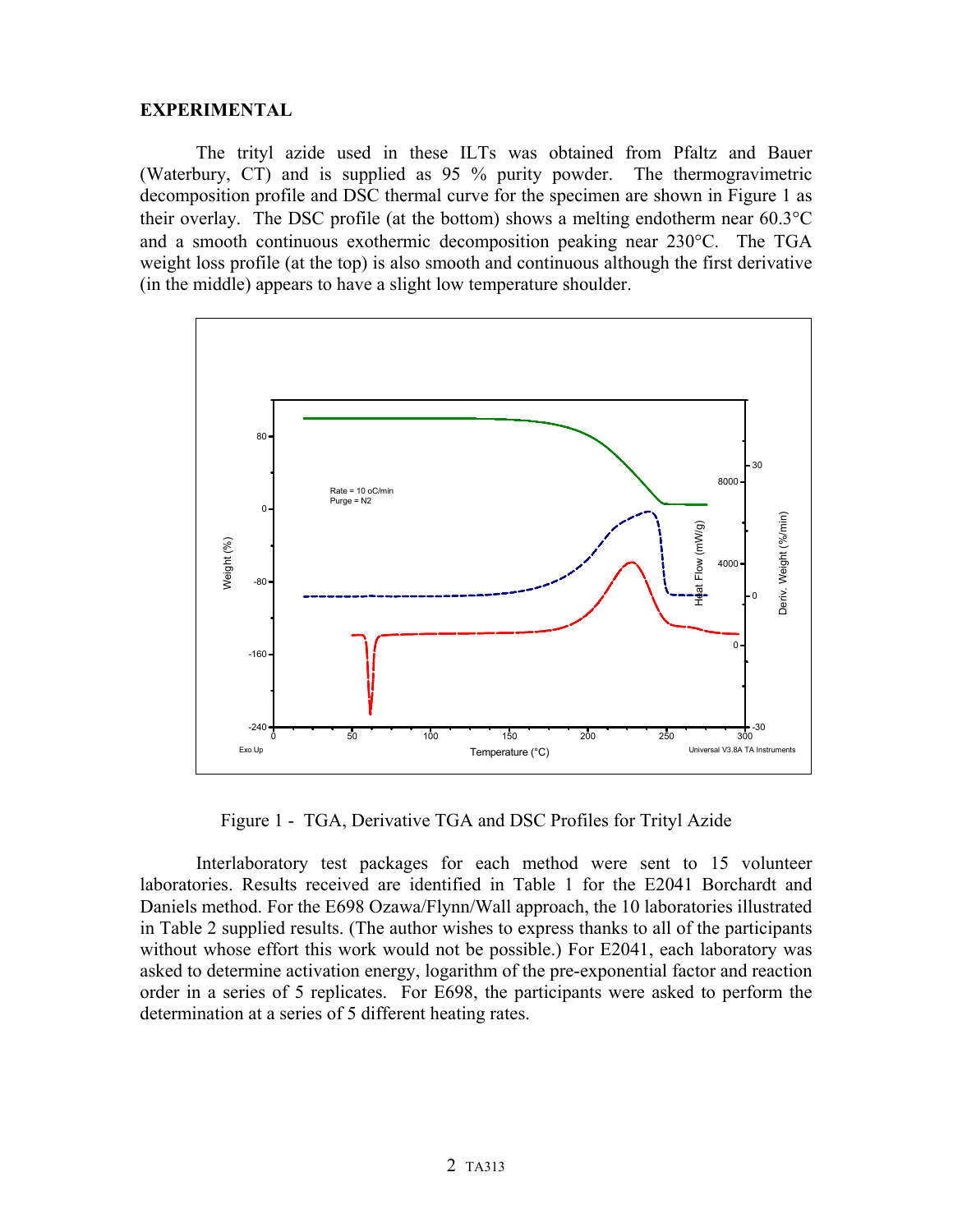## EXPERIMENTAL

The trityl azide used in these ILTs was obtained from Pfaltz and Bauer (Waterbury, CT) and is supplied as 95 % purity powder. The thermogravimetric decomposition profile and DSC thermal curve for the specimen are shown in Figure 1 as their overlay. The DSC profile (at the bottom) shows a melting endotherm near 60.3°C and a smooth continuous exothermic decomposition peaking near 230°C. The TGA weight loss profile (at the top) is also smooth and continuous although the first derivative (in the middle) appears to have a slight low temperature shoulder.

Figure 1 - TGA, Derivative TGA and DSC Profiles for Trityl Azide

Interlaboratory test packages for each method were sent to 15 volunteer laboratories. Results received are identified in Table 1 for the E2041 Borchardt and Daniels method. For the E698 Ozawa/Flynn/Wall approach, the 10 laboratories illustrated in Table 2 supplied results. (The author wishes to express thanks to all of the participants without whose effort this work would not be possible.) For E2041, each laboratory was asked to determine activation energy, logarithm of the pre-exponential factor and reaction order in a series of 5 replicates. For E698, the participants were asked to perform the determination at a series of 5 different heating rates.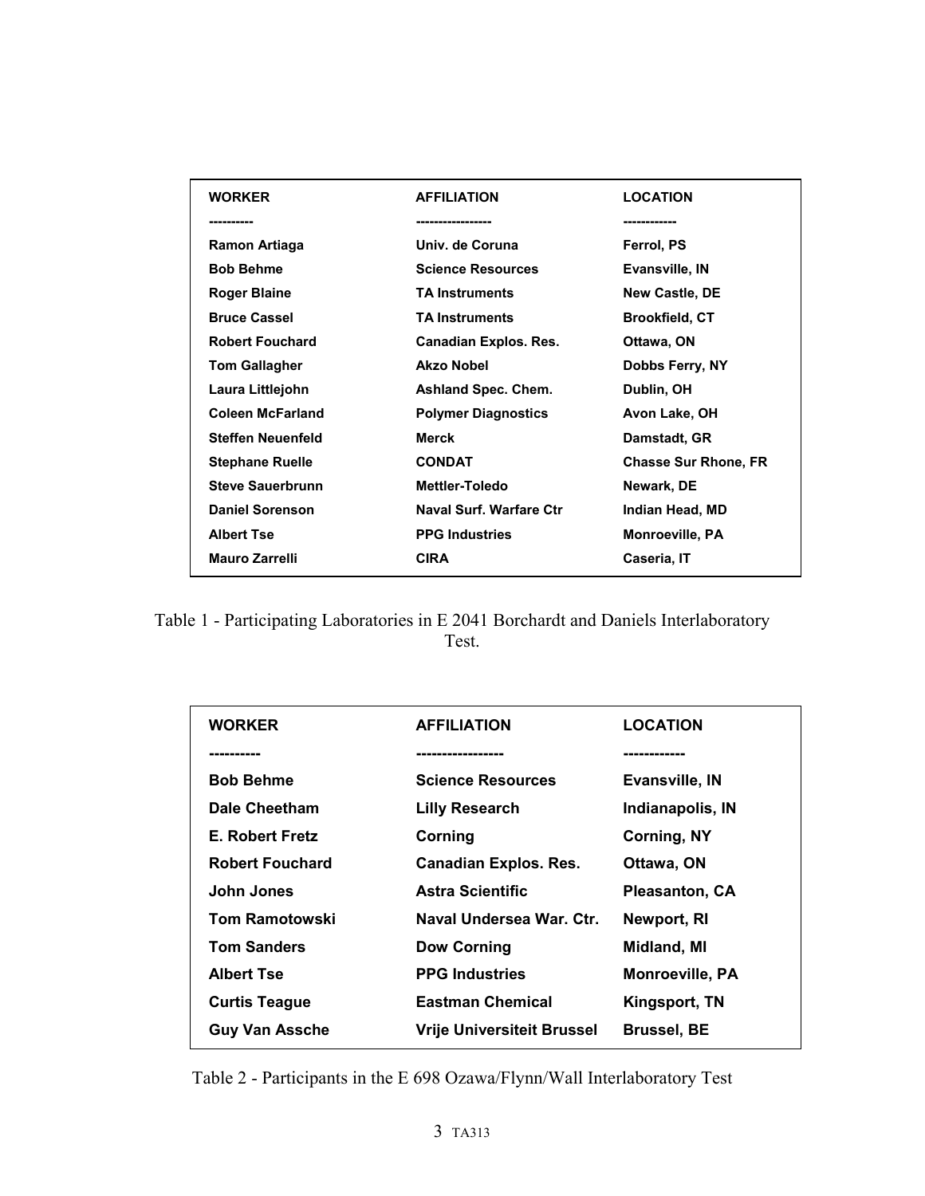| WORKER | AFFILIATION | LOCATION |
|---|---|---|
| Ramon Artiaga | Univ. de Coruna | Ferrol, PS |
| Bob Behme | Science Resources | Evansville, IN |
| Roger Blaine | TA Instruments | New Castle, DE |
| Bruce Cassel | TA Instruments | Brookfield, CT |
| Robert Fouchard | Canadian Explos. Res. | Ottawa, ON |
| Tom Gallagher | Akzo Nobel | Dobbs Ferry, NY |
| Laura Littlejohn | Ashland Spec. Chem. | Dublin, OH |
| Coleen McFarland | Polymer Diagnostics | Avon Lake, OH |
| Steffen Neuenfeld | Merck | Damstadt, GR |
| Stephane Ruelle | CONDAT | Chasse Sur Rhone, FR |
| Steve Sauerbrunn | Mettler-Toledo | Newark, DE |
| Daniel Sorenson | Naval Surf. Warfare Ctr | Indian Head, MD |
| Albert Tse | PPG Industries | Monroeville, PA |
| Mauro Zarrelli | CIRA | Caseria, IT |

Table 1 - Participating Laboratories in E 2041 Borchardt and Daniels Interlaboratory Test.

| WORKER | AFFILIATION | LOCATION |
|---|---|---|
| Bob Behme | Science Resources | Evansville, IN |
| Dale Cheetham | Lilly Research | Indianapolis, IN |
| E. Robert Fretz | Corning | Corning, NY |
| Robert Fouchard | Canadian Explos. Res. | Ottawa, ON |
| John Jones | Astra Scientific | Pleasanton, CA |
| Tom Ramotowski | Naval Undersea War. Ctr. | Newport, RI |
| Tom Sanders | Dow Corning | Midland, MI |
| Albert Tse | PPG Industries | Monroeville, PA |
| Curtis Teague | Eastman Chemical | Kingsport, TN |
| Guy Van Assche | Vrije Universiteit Brussel | Brussel, BE |

Table 2 - Participants in the E 698 Ozawa/Flynn/Wall Interlaboratory Test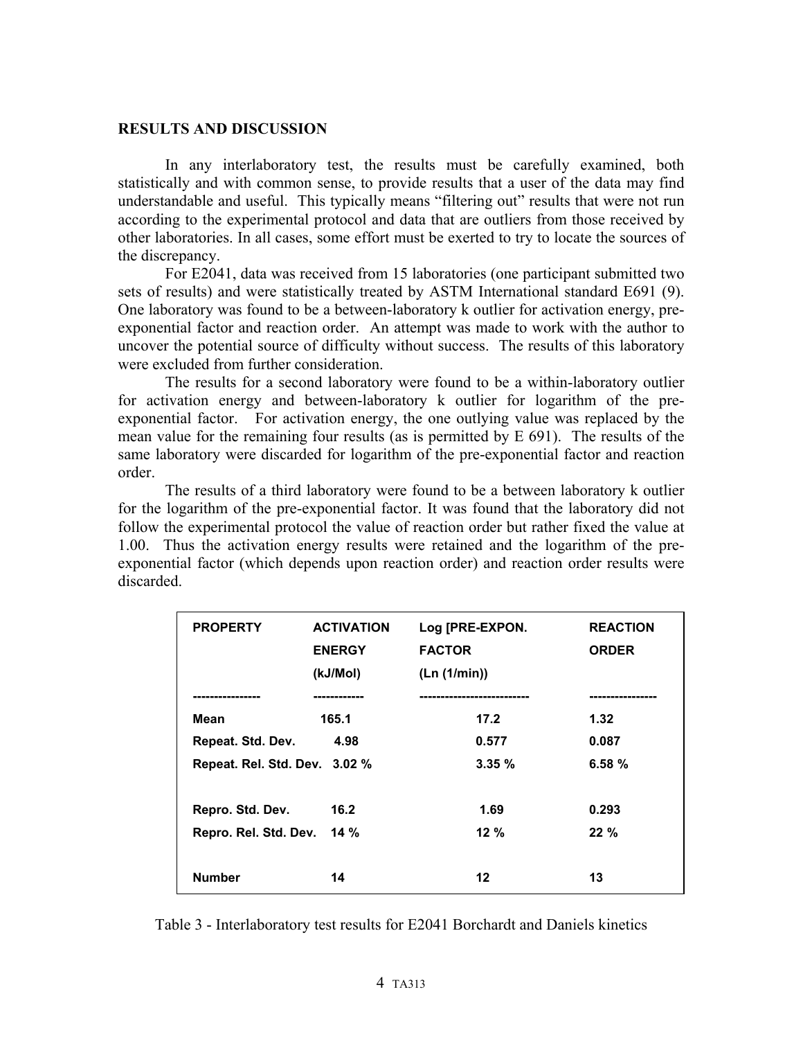## RESULTS AND DISCUSSION

In any interlaboratory test, the results must be carefully examined, both statistically and with common sense, to provide results that a user of the data may find understandable and useful. This typically means "filtering out" results that were not run according to the experimental protocol and data that are outliers from those received by other laboratories. In all cases, some effort must be exerted to try to locate the sources of the discrepancy.

For E2041, data was received from 15 laboratories (one participant submitted two sets of results) and were statistically treated by ASTM International standard E691 (9). One laboratory was found to be a between-laboratory k outlier for activation energy, pre-exponential factor and reaction order. An attempt was made to work with the author to uncover the potential source of difficulty without success. The results of this laboratory were excluded from further consideration.

The results for a second laboratory were found to be a within-laboratory outlier for activation energy and between-laboratory k outlier for logarithm of the pre-exponential factor. For activation energy, the one outlying value was replaced by the mean value for the remaining four results (as is permitted by E 691). The results of the same laboratory were discarded for logarithm of the pre-exponential factor and reaction order.

The results of a third laboratory were found to be a between laboratory k outlier for the logarithm of the pre-exponential factor. It was found that the laboratory did not follow the experimental protocol the value of reaction order but rather fixed the value at 1.00. Thus the activation energy results were retained and the logarithm of the pre-exponential factor (which depends upon reaction order) and reaction order results were discarded.

| PROPERTY | ACTIVATION ENERGY (kJ/Mol) | Log [PRE-EXPON. FACTOR (Ln (1/min)) | REACTION ORDER |
|---|---|---|---|
| Mean | 165.1 | 17.2 | 1.32 |
| Repeat. Std. Dev. | 4.98 | 0.577 | 0.087 |
| Repeat. Rel. Std. Dev. | 3.02 % | 3.35 % | 6.58 % |
| Repro. Std. Dev. | 16.2 | 1.69 | 0.293 |
| Repro. Rel. Std. Dev. | 14 % | 12 % | 22 % |
| Number | 14 | 12 | 13 |

Table 3 - Interlaboratory test results for E2041 Borchardt and Daniels kinetics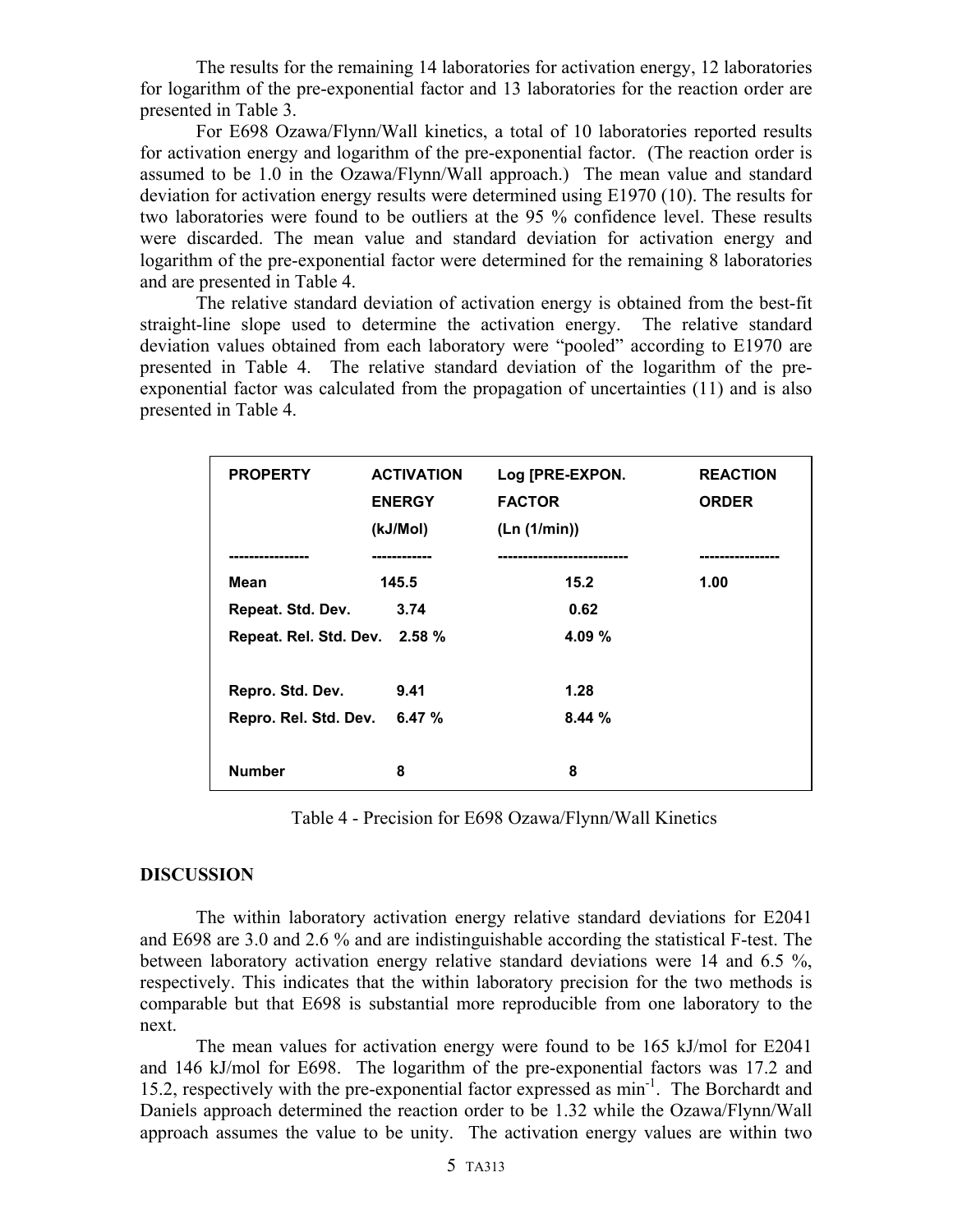The results for the remaining 14 laboratories for activation energy, 12 laboratories for logarithm of the pre-exponential factor and 13 laboratories for the reaction order are presented in Table 3.

For E698 Ozawa/Flynn/Wall kinetics, a total of 10 laboratories reported results for activation energy and logarithm of the pre-exponential factor. (The reaction order is assumed to be 1.0 in the Ozawa/Flynn/Wall approach.) The mean value and standard deviation for activation energy results were determined using E1970 (10). The results for two laboratories were found to be outliers at the 95 % confidence level. These results were discarded. The mean value and standard deviation for activation energy and logarithm of the pre-exponential factor were determined for the remaining 8 laboratories and are presented in Table 4.

The relative standard deviation of activation energy is obtained from the best-fit straight-line slope used to determine the activation energy. The relative standard deviation values obtained from each laboratory were "pooled" according to E1970 are presented in Table 4. The relative standard deviation of the logarithm of the pre-exponential factor was calculated from the propagation of uncertainties (11) and is also presented in Table 4.

| PROPERTY | ACTIVATION ENERGY (kJ/Mol) | Log [PRE-EXPON. FACTOR (Ln (1/min)) | REACTION ORDER |
|---|---|---|---|
| Mean | 145.5 | 15.2 | 1.00 |
| Repeat. Std. Dev. | 3.74 | 0.62 | |
| Repeat. Rel. Std. Dev. | 2.58 % | 4.09 % | |
| Repro. Std. Dev. | 9.41 | 1.28 | |
| Repro. Rel. Std. Dev. | 6.47 % | 8.44 % | |
| Number | 8 | 8 | |

Table 4 - Precision for E698 Ozawa/Flynn/Wall Kinetics

## DISCUSSION

The within laboratory activation energy relative standard deviations for E2041 and E698 are 3.0 and 2.6 % and are indistinguishable according the statistical F-test. The between laboratory activation energy relative standard deviations were 14 and 6.5 %, respectively. This indicates that the within laboratory precision for the two methods is comparable but that E698 is substantial more reproducible from one laboratory to the next.

The mean values for activation energy were found to be 165 kJ/mol for E2041 and 146 kJ/mol for E698. The logarithm of the pre-exponential factors was 17.2 and 15.2, respectively with the pre-exponential factor expressed as $min^{-1}$. The Borchardt and Daniels approach determined the reaction order to be 1.32 while the Ozawa/Flynn/Wall approach assumes the value to be unity. The activation energy values are within two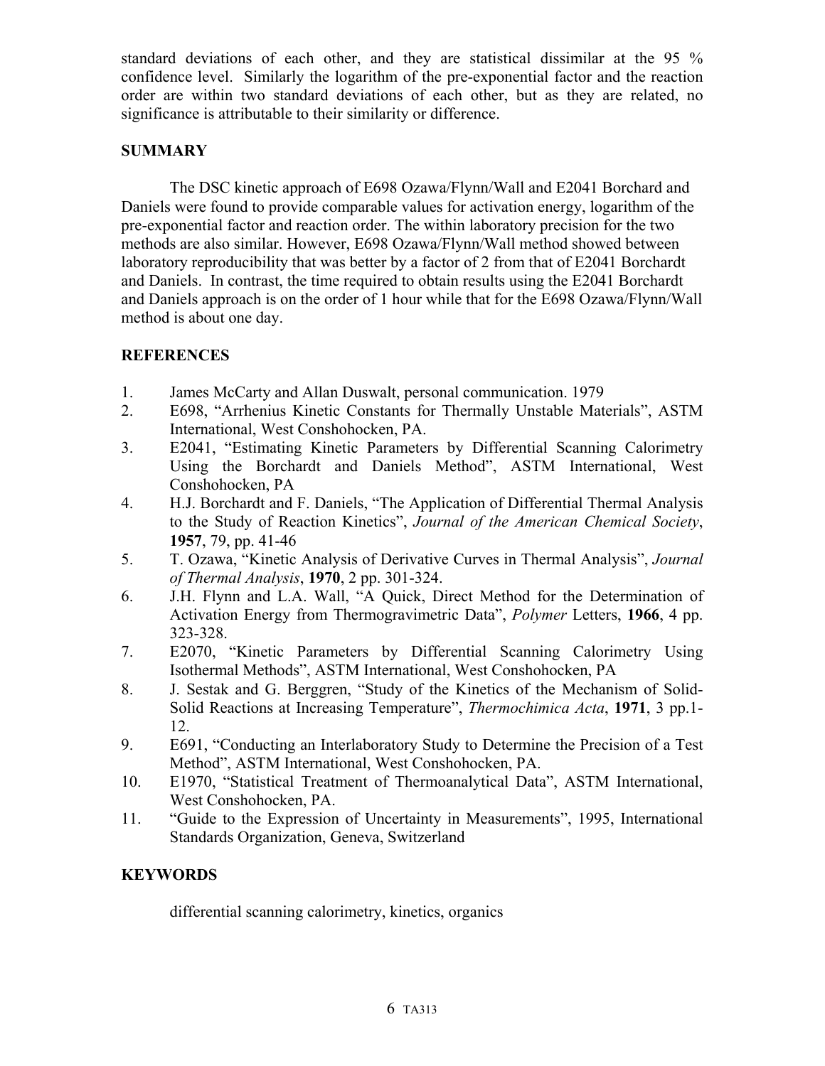standard deviations of each other, and they are statistical dissimilar at the 95 % confidence level. Similarly the logarithm of the pre-exponential factor and the reaction order are within two standard deviations of each other, but as they are related, no significance is attributable to their similarity or difference.

## SUMMARY

The DSC kinetic approach of E698 Ozawa/Flynn/Wall and E2041 Borchard and Daniels were found to provide comparable values for activation energy, logarithm of the pre-exponential factor and reaction order. The within laboratory precision for the two methods are also similar. However, E698 Ozawa/Flynn/Wall method showed between laboratory reproducibility that was better by a factor of 2 from that of E2041 Borchardt and Daniels. In contrast, the time required to obtain results using the E2041 Borchardt and Daniels approach is on the order of 1 hour while that for the E698 Ozawa/Flynn/Wall method is about one day.

## REFERENCES

1. James McCarty and Allan Duswalt, personal communication. 1979
2. E698, "Arrhenius Kinetic Constants for Thermally Unstable Materials", ASTM International, West Conshohocken, PA.
3. E2041, "Estimating Kinetic Parameters by Differential Scanning Calorimetry Using the Borchardt and Daniels Method", ASTM International, West Conshohocken, PA
4. H.J. Borchardt and F. Daniels, "The Application of Differential Thermal Analysis to the Study of Reaction Kinetics", *Journal of the American Chemical Society*, **1957**, 79, pp. 41-46
5. T. Ozawa, "Kinetic Analysis of Derivative Curves in Thermal Analysis", *Journal of Thermal Analysis*, **1970**, 2 pp. 301-324.
6. J.H. Flynn and L.A. Wall, "A Quick, Direct Method for the Determination of Activation Energy from Thermogravimetric Data", *Polymer* Letters, **1966**, 4 pp. 323-328.
7. E2070, "Kinetic Parameters by Differential Scanning Calorimetry Using Isothermal Methods", ASTM International, West Conshohocken, PA
8. J. Sestak and G. Berggren, "Study of the Kinetics of the Mechanism of Solid-Solid Reactions at Increasing Temperature", *Thermochimica Acta*, **1971**, 3 pp.1-12.
9. E691, "Conducting an Interlaboratory Study to Determine the Precision of a Test Method", ASTM International, West Conshohocken, PA.
10. E1970, "Statistical Treatment of Thermoanalytical Data", ASTM International, West Conshohocken, PA.
11. "Guide to the Expression of Uncertainty in Measurements", 1995, International Standards Organization, Geneva, Switzerland

## KEYWORDS

differential scanning calorimetry, kinetics, organics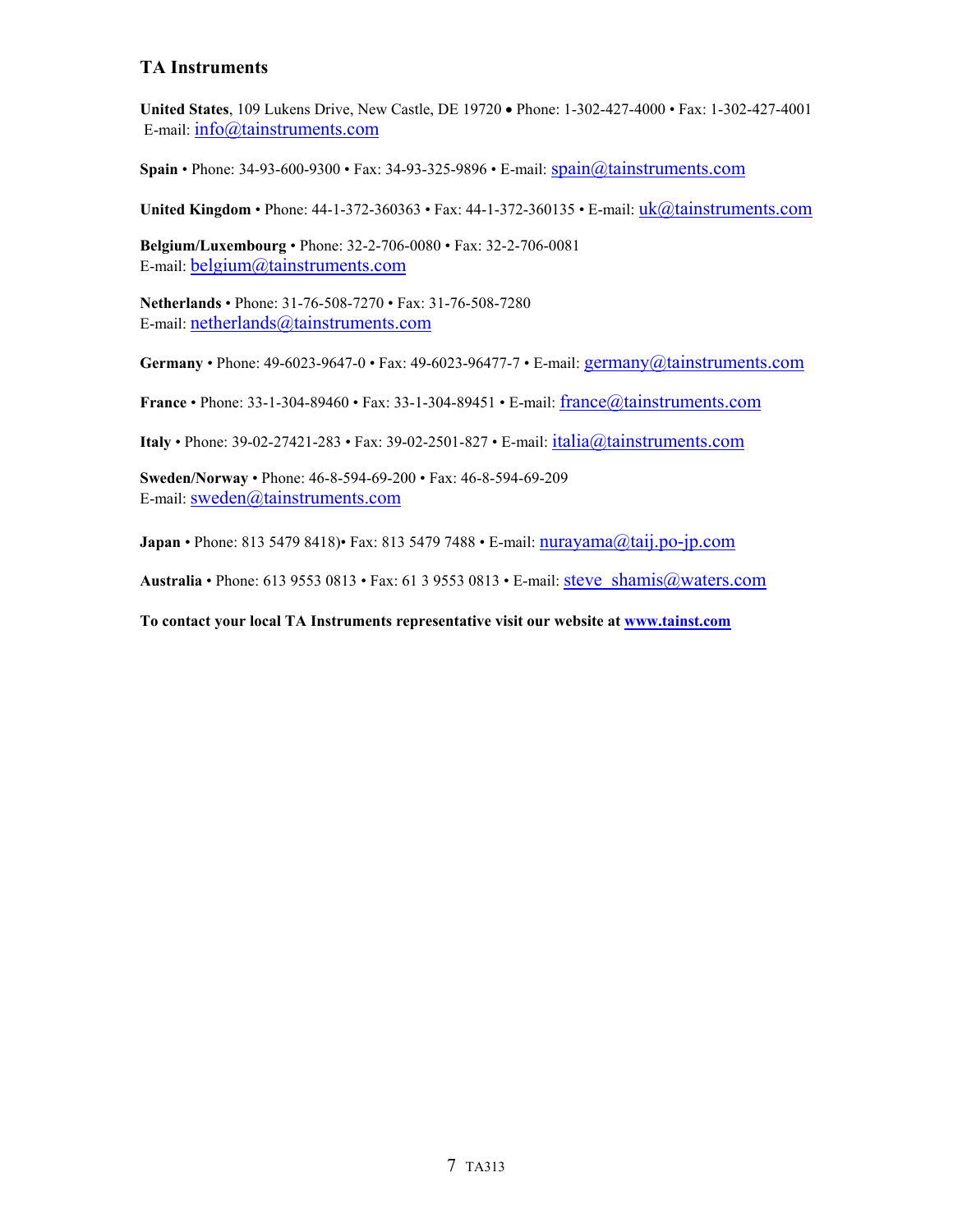## TA Instruments

**United States**, 109 Lukens Drive, New Castle, DE 19720 • Phone: 1-302-427-4000 • Fax: 1-302-427-4001
E-mail: info@tainstruments.com

**Spain** • Phone: 34-93-600-9300 • Fax: 34-93-325-9896 • E-mail: spain@tainstruments.com

**United Kingdom** • Phone: 44-1-372-360363 • Fax: 44-1-372-360135 • E-mail: uk@tainstruments.com

**Belgium/Luxembourg** • Phone: 32-2-706-0080 • Fax: 32-2-706-0081
E-mail: belgium@tainstruments.com

**Netherlands** • Phone: 31-76-508-7270 • Fax: 31-76-508-7280
E-mail: netherlands@tainstruments.com

**Germany** • Phone: 49-6023-9647-0 • Fax: 49-6023-96477-7 • E-mail: germany@tainstruments.com

**France** • Phone: 33-1-304-89460 • Fax: 33-1-304-89451 • E-mail: france@tainstruments.com

**Italy** • Phone: 39-02-27421-283 • Fax: 39-02-2501-827 • E-mail: italia@tainstruments.com

**Sweden/Norway** • Phone: 46-8-594-69-200 • Fax: 46-8-594-69-209
E-mail: sweden@tainstruments.com

**Japan** • Phone: 813 5479 8418)• Fax: 813 5479 7488 • E-mail: nurayama@taij.po-jp.com

**Australia** • Phone: 613 9553 0813 • Fax: 61 3 9553 0813 • E-mail: steve_shamis@waters.com

**To contact your local TA Instruments representative visit our website at www.tainst.com**